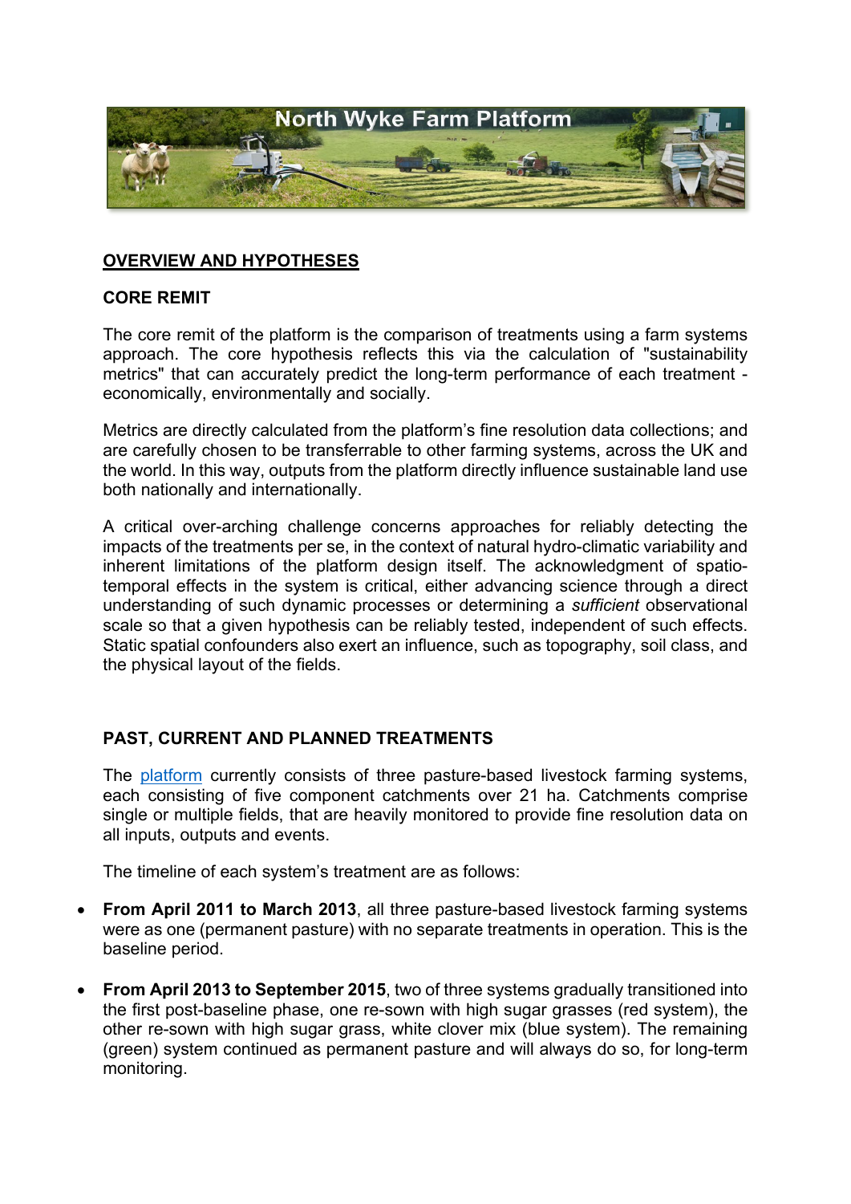North Wyke Farm Platform

## OVERVIEW AND HYPOTHESES

### CORE REMIT

The core remit of the platform is the comparison of treatments using a farm systems approach. The core hypothesis reflects this via the calculation of "sustainability metrics" that can accurately predict the long-term performance of each treatment - economically, environmentally and socially.

Metrics are directly calculated from the platform's fine resolution data collections; and are carefully chosen to be transferrable to other farming systems, across the UK and the world. In this way, outputs from the platform directly influence sustainable land use both nationally and internationally.

A critical over-arching challenge concerns approaches for reliably detecting the impacts of the treatments per se, in the context of natural hydro-climatic variability and inherent limitations of the platform design itself. The acknowledgment of spatio-temporal effects in the system is critical, either advancing science through a direct understanding of such dynamic processes or determining a *sufficient* observational scale so that a given hypothesis can be reliably tested, independent of such effects. Static spatial confounders also exert an influence, such as topography, soil class, and the physical layout of the fields.

### PAST, CURRENT AND PLANNED TREATMENTS

The platform currently consists of three pasture-based livestock farming systems, each consisting of five component catchments over 21 ha. Catchments comprise single or multiple fields, that are heavily monitored to provide fine resolution data on all inputs, outputs and events.

The timeline of each system's treatment are as follows:

- **From April 2011 to March 2013**, all three pasture-based livestock farming systems were as one (permanent pasture) with no separate treatments in operation. This is the baseline period.

- **From April 2013 to September 2015**, two of three systems gradually transitioned into the first post-baseline phase, one re-sown with high sugar grasses (red system), the other re-sown with high sugar grass, white clover mix (blue system). The remaining (green) system continued as permanent pasture and will always do so, for long-term monitoring.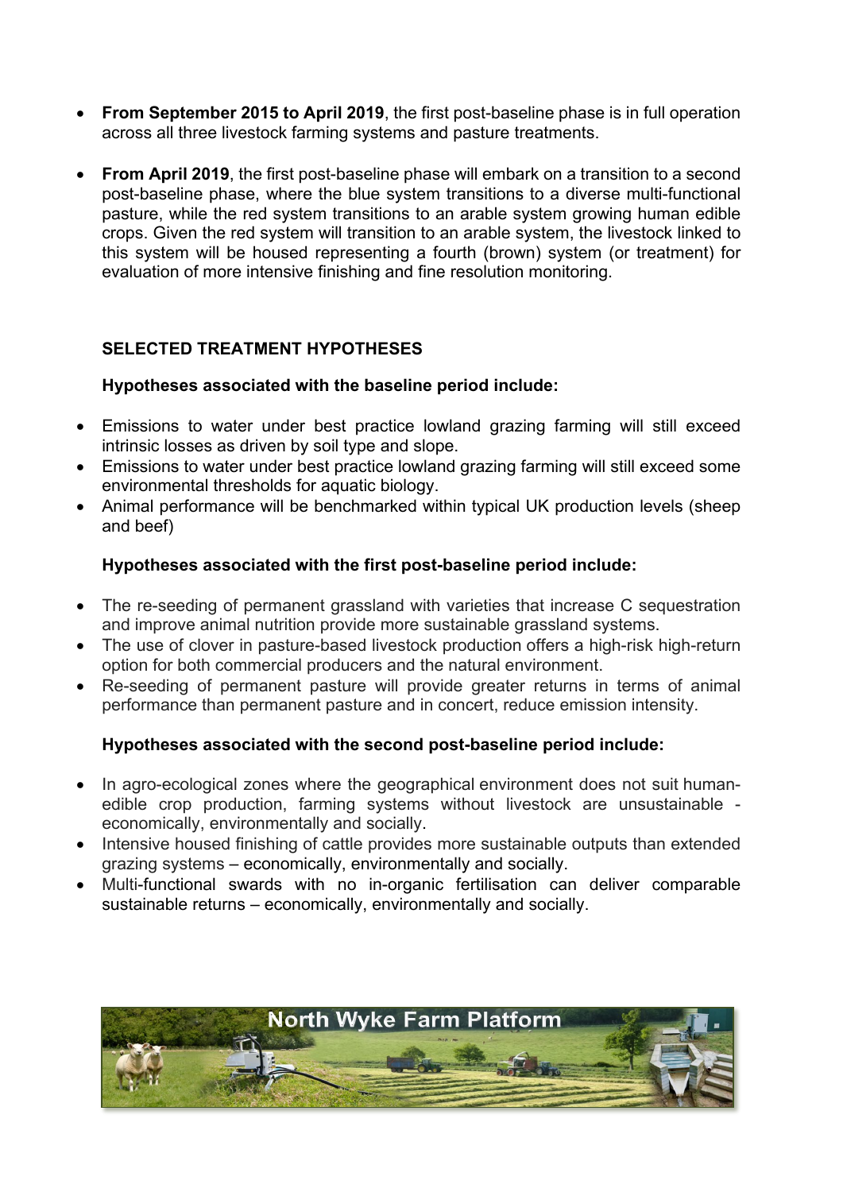- **From September 2015 to April 2019**, the first post-baseline phase is in full operation across all three livestock farming systems and pasture treatments.

- **From April 2019**, the first post-baseline phase will embark on a transition to a second post-baseline phase, where the blue system transitions to a diverse multi-functional pasture, while the red system transitions to an arable system growing human edible crops. Given the red system will transition to an arable system, the livestock linked to this system will be housed representing a fourth (brown) system (or treatment) for evaluation of more intensive finishing and fine resolution monitoring.

## SELECTED TREATMENT HYPOTHESES

### Hypotheses associated with the baseline period include:

- Emissions to water under best practice lowland grazing farming will still exceed intrinsic losses as driven by soil type and slope.
- Emissions to water under best practice lowland grazing farming will still exceed some environmental thresholds for aquatic biology.
- Animal performance will be benchmarked within typical UK production levels (sheep and beef)

### Hypotheses associated with the first post-baseline period include:

- The re-seeding of permanent grassland with varieties that increase C sequestration and improve animal nutrition provide more sustainable grassland systems.
- The use of clover in pasture-based livestock production offers a high-risk high-return option for both commercial producers and the natural environment.
- Re-seeding of permanent pasture will provide greater returns in terms of animal performance than permanent pasture and in concert, reduce emission intensity.

### Hypotheses associated with the second post-baseline period include:

- In agro-ecological zones where the geographical environment does not suit human-edible crop production, farming systems without livestock are unsustainable - economically, environmentally and socially.
- Intensive housed finishing of cattle provides more sustainable outputs than extended grazing systems – economically, environmentally and socially.
- Multi-functional swards with no in-organic fertilisation can deliver comparable sustainable returns – economically, environmentally and socially.

North Wyke Farm Platform